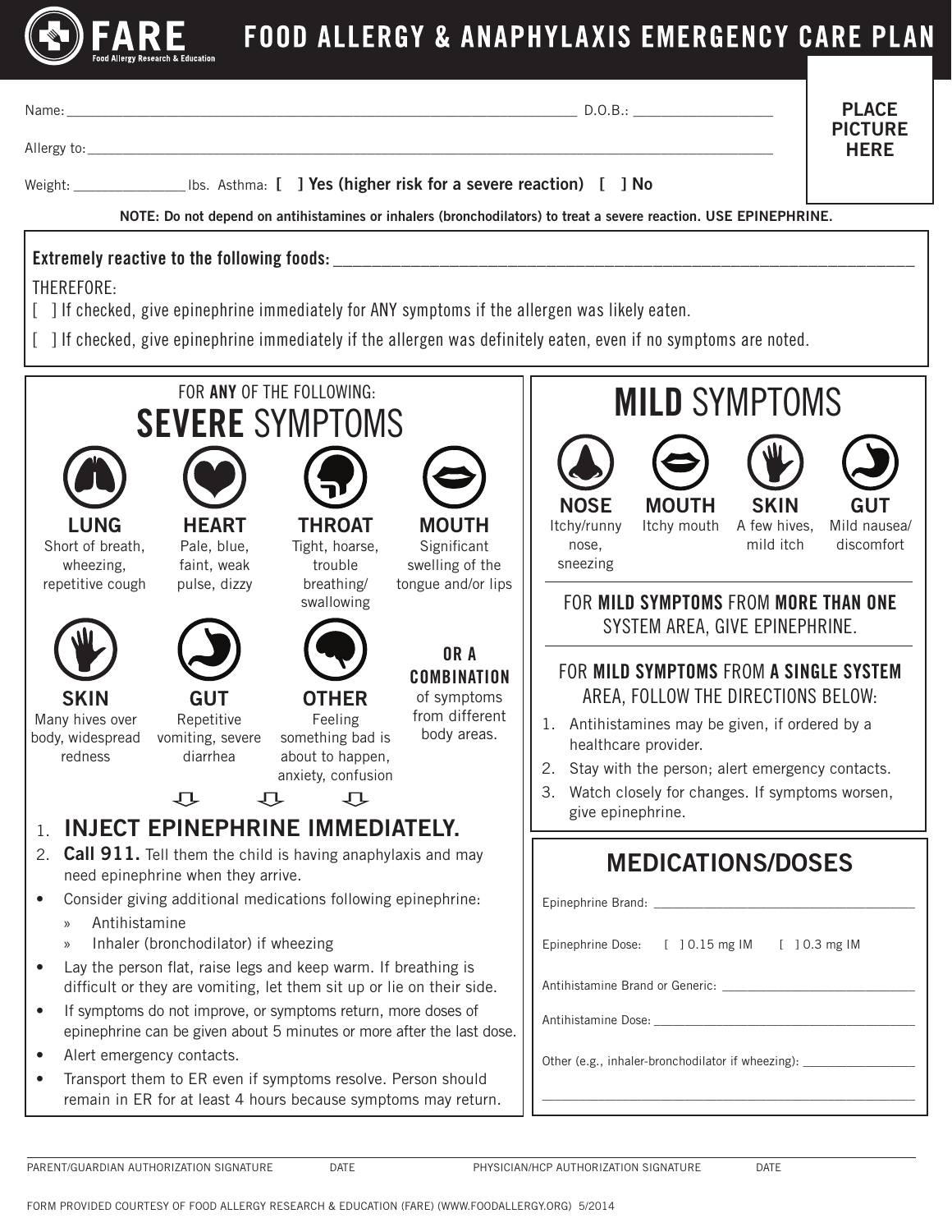# FARE
Food Allergy Research & Education

# FOOD ALLERGY & ANAPHYLAXIS EMERGENCY CARE PLAN

**PLACE PICTURE HERE**

Name: ______________________________ D.O.B.: ______________

Allergy to: ______________________________

Weight: ____________ lbs. Asthma: **[ ] Yes (higher risk for a severe reaction) [ ] No**

**NOTE: Do not depend on antihistamines or inhalers (bronchodilators) to treat a severe reaction. USE EPINEPHRINE.**

**Extremely reactive to the following foods:** ______________________________

THEREFORE:

[ ] If checked, give epinephrine immediately for ANY symptoms if the allergen was likely eaten.

[ ] If checked, give epinephrine immediately if the allergen was definitely eaten, even if no symptoms are noted.

## FOR **ANY** OF THE FOLLOWING: **SEVERE** SYMPTOMS

- **LUNG**: Short of breath, wheezing, repetitive cough
- **HEART**: Pale, blue, faint, weak pulse, dizzy
- **THROAT**: Tight, hoarse, trouble breathing/swallowing
- **MOUTH**: Significant swelling of the tongue and/or lips
- **SKIN**: Many hives over body, widespread redness
- **GUT**: Repetitive vomiting, severe diarrhea
- **OTHER**: Feeling something bad is about to happen, anxiety, confusion
- **OR A COMBINATION** of symptoms from different body areas.

1. **INJECT EPINEPHRINE IMMEDIATELY.**
2. **Call 911.** Tell them the child is having anaphylaxis and may need epinephrine when they arrive.

- Consider giving additional medications following epinephrine:
  - Antihistamine
  - Inhaler (bronchodilator) if wheezing
- Lay the person flat, raise legs and keep warm. If breathing is difficult or they are vomiting, let them sit up or lie on their side.
- If symptoms do not improve, or symptoms return, more doses of epinephrine can be given about 5 minutes or more after the last dose.
- Alert emergency contacts.
- Transport them to ER even if symptoms resolve. Person should remain in ER for at least 4 hours because symptoms may return.

## **MILD** SYMPTOMS

- **NOSE**: Itchy/runny nose, sneezing
- **MOUTH**: Itchy mouth
- **SKIN**: A few hives, mild itch
- **GUT**: Mild nausea/discomfort

FOR **MILD SYMPTOMS** FROM **MORE THAN ONE** SYSTEM AREA, GIVE EPINEPHRINE.

FOR **MILD SYMPTOMS** FROM **A SINGLE SYSTEM** AREA, FOLLOW THE DIRECTIONS BELOW:

1. Antihistamines may be given, if ordered by a healthcare provider.
2. Stay with the person; alert emergency contacts.
3. Watch closely for changes. If symptoms worsen, give epinephrine.

## MEDICATIONS/DOSES

Epinephrine Brand: ______________________________

Epinephrine Dose: [ ] 0.15 mg IM [ ] 0.3 mg IM

Antihistamine Brand or Generic: ______________________________

Antihistamine Dose: ______________________________

Other (e.g., inhaler-bronchodilator if wheezing): ______________________________

______________________________

PARENT/GUARDIAN AUTHORIZATION SIGNATURE DATE PHYSICIAN/HCP AUTHORIZATION SIGNATURE DATE

FORM PROVIDED COURTESY OF FOOD ALLERGY RESEARCH & EDUCATION (FARE) (WWW.FOODALLERGY.ORG) 5/2014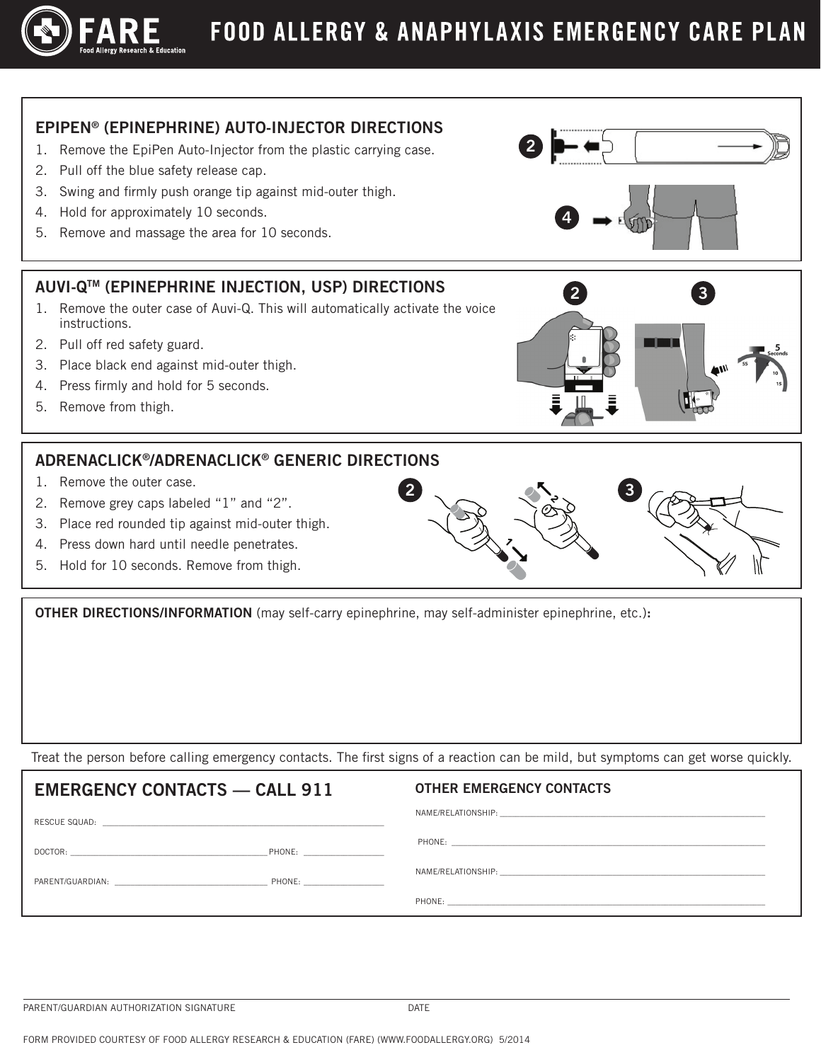# FOOD ALLERGY & ANAPHYLAXIS EMERGENCY CARE PLAN

## EPIPEN® (EPINEPHRINE) AUTO-INJECTOR DIRECTIONS

1. Remove the EpiPen Auto-Injector from the plastic carrying case.
2. Pull off the blue safety release cap.
3. Swing and firmly push orange tip against mid-outer thigh.
4. Hold for approximately 10 seconds.
5. Remove and massage the area for 10 seconds.

## AUVI-Q™ (EPINEPHRINE INJECTION, USP) DIRECTIONS

1. Remove the outer case of Auvi-Q. This will automatically activate the voice instructions.
2. Pull off red safety guard.
3. Place black end against mid-outer thigh.
4. Press firmly and hold for 5 seconds.
5. Remove from thigh.

## ADRENACLICK®/ADRENACLICK® GENERIC DIRECTIONS

1. Remove the outer case.
2. Remove grey caps labeled “1” and “2”.
3. Place red rounded tip against mid-outer thigh.
4. Press down hard until needle penetrates.
5. Hold for 10 seconds. Remove from thigh.

**OTHER DIRECTIONS/INFORMATION** (may self-carry epinephrine, may self-administer epinephrine, etc.)**:**

Treat the person before calling emergency contacts. The first signs of a reaction can be mild, but symptoms can get worse quickly.

## EMERGENCY CONTACTS — CALL 911

RESCUE SQUAD: ____________________

DOCTOR: ____________________ PHONE: ____________

PARENT/GUARDIAN: ____________________ PHONE: ____________

### OTHER EMERGENCY CONTACTS

NAME/RELATIONSHIP: ____________________

PHONE: ____________________

NAME/RELATIONSHIP: ____________________

PHONE: ____________________

PARENT/GUARDIAN AUTHORIZATION SIGNATURE DATE

FORM PROVIDED COURTESY OF FOOD ALLERGY RESEARCH & EDUCATION (FARE) (WWW.FOODALLERGY.ORG) 5/2014